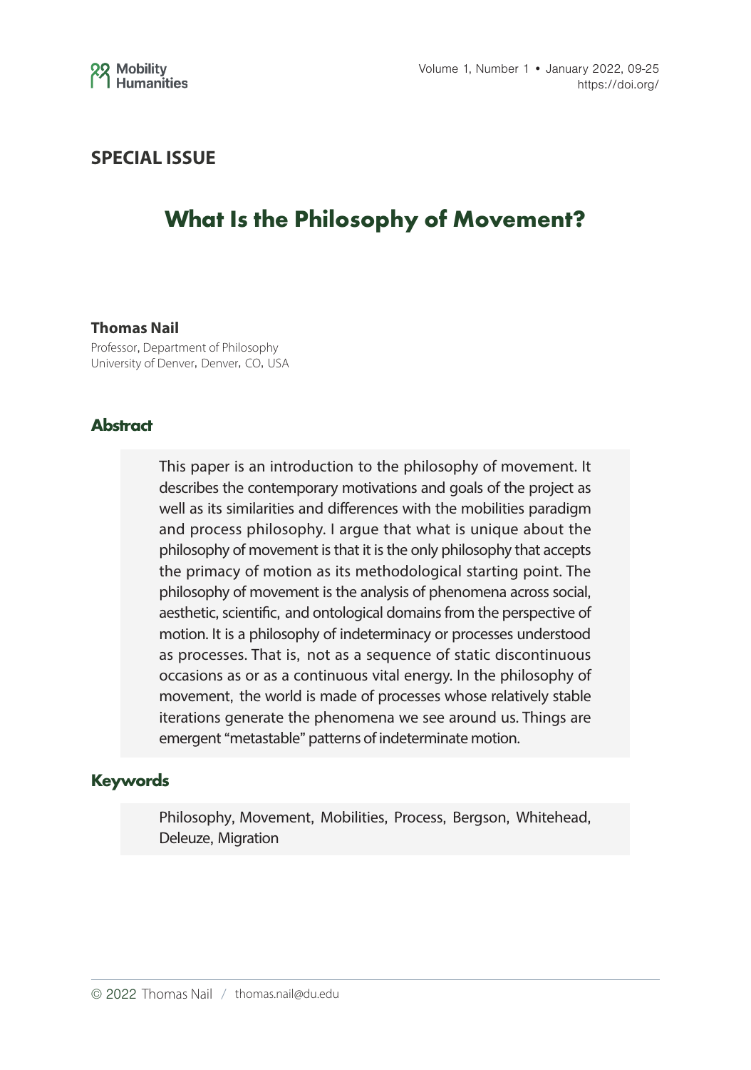SPECIAL ISSUE

# What Is the Philosophy of Movement?

**Thomas Nail**
Professor, Department of Philosophy
University of Denver, Denver, CO, USA

## Abstract

This paper is an introduction to the philosophy of movement. It describes the contemporary motivations and goals of the project as well as its similarities and differences with the mobilities paradigm and process philosophy. I argue that what is unique about the philosophy of movement is that it is the only philosophy that accepts the primacy of motion as its methodological starting point. The philosophy of movement is the analysis of phenomena across social, aesthetic, scientific, and ontological domains from the perspective of motion. It is a philosophy of indeterminacy or processes understood as processes. That is, not as a sequence of static discontinuous occasions as or as a continuous vital energy. In the philosophy of movement, the world is made of processes whose relatively stable iterations generate the phenomena we see around us. Things are emergent "metastable" patterns of indeterminate motion.

## Keywords

Philosophy, Movement, Mobilities, Process, Bergson, Whitehead, Deleuze, Migration

© 2022 Thomas Nail / thomas.nail@du.edu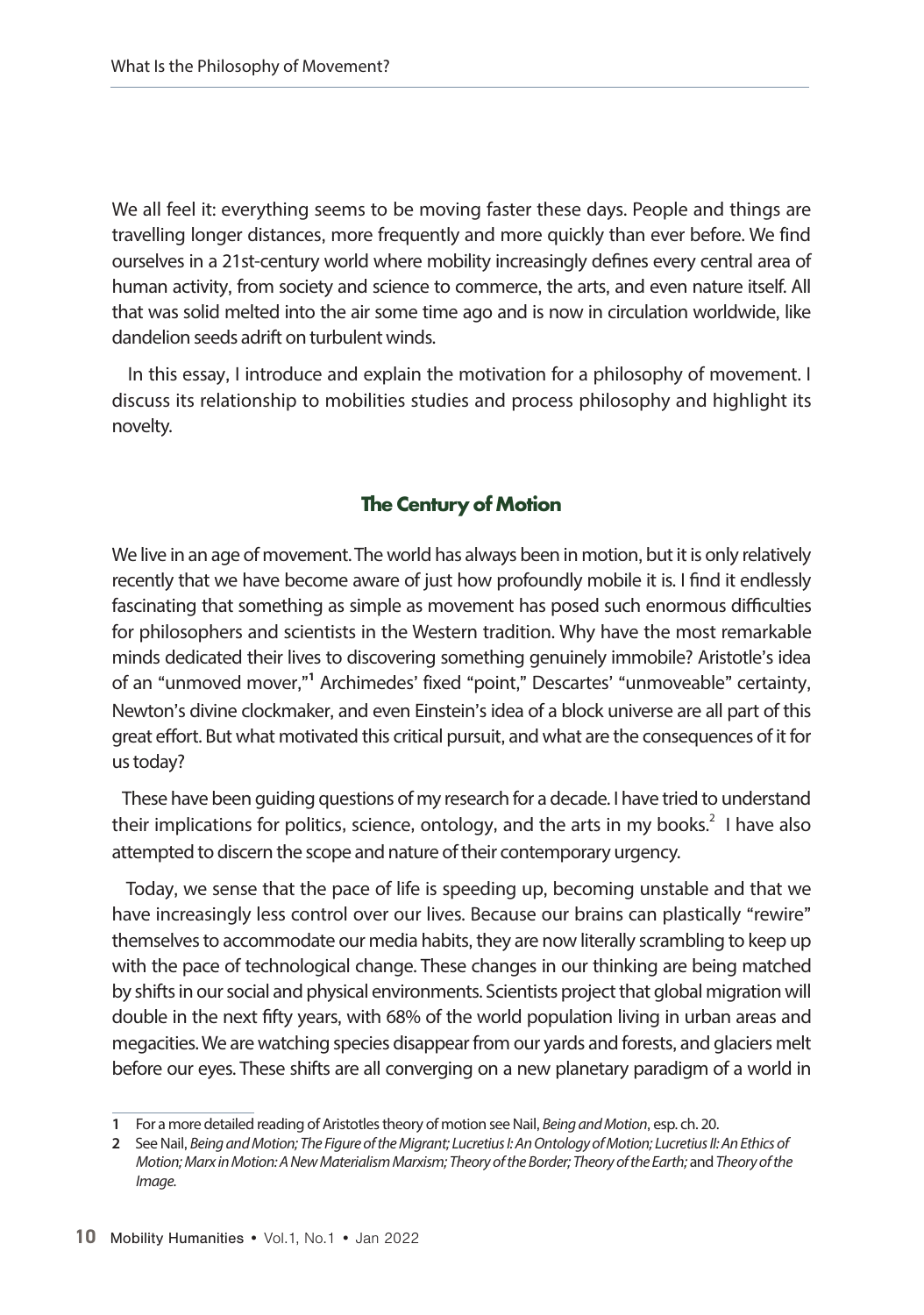We all feel it: everything seems to be moving faster these days. People and things are travelling longer distances, more frequently and more quickly than ever before. We find ourselves in a 21st-century world where mobility increasingly defines every central area of human activity, from society and science to commerce, the arts, and even nature itself. All that was solid melted into the air some time ago and is now in circulation worldwide, like dandelion seeds adrift on turbulent winds.

In this essay, I introduce and explain the motivation for a philosophy of movement. I discuss its relationship to mobilities studies and process philosophy and highlight its novelty.

## The Century of Motion

We live in an age of movement. The world has always been in motion, but it is only relatively recently that we have become aware of just how profoundly mobile it is. I find it endlessly fascinating that something as simple as movement has posed such enormous difficulties for philosophers and scientists in the Western tradition. Why have the most remarkable minds dedicated their lives to discovering something genuinely immobile? Aristotle's idea of an "unmoved mover,"[1] Archimedes' fixed "point," Descartes' "unmoveable" certainty, Newton's divine clockmaker, and even Einstein's idea of a block universe are all part of this great effort. But what motivated this critical pursuit, and what are the consequences of it for us today?

These have been guiding questions of my research for a decade. I have tried to understand their implications for politics, science, ontology, and the arts in my books.[2] I have also attempted to discern the scope and nature of their contemporary urgency.

Today, we sense that the pace of life is speeding up, becoming unstable and that we have increasingly less control over our lives. Because our brains can plastically "rewire" themselves to accommodate our media habits, they are now literally scrambling to keep up with the pace of technological change. These changes in our thinking are being matched by shifts in our social and physical environments. Scientists project that global migration will double in the next fifty years, with 68% of the world population living in urban areas and megacities. We are watching species disappear from our yards and forests, and glaciers melt before our eyes. These shifts are all converging on a new planetary paradigm of a world in

---

1 For a more detailed reading of Aristotles theory of motion see Nail, *Being and Motion*, esp. ch. 20.

2 See Nail, *Being and Motion; The Figure of the Migrant; Lucretius I: An Ontology of Motion; Lucretius II: An Ethics of Motion; Marx in Motion: A New Materialism Marxism; Theory of the Border; Theory of the Earth;* and *Theory of the Image*.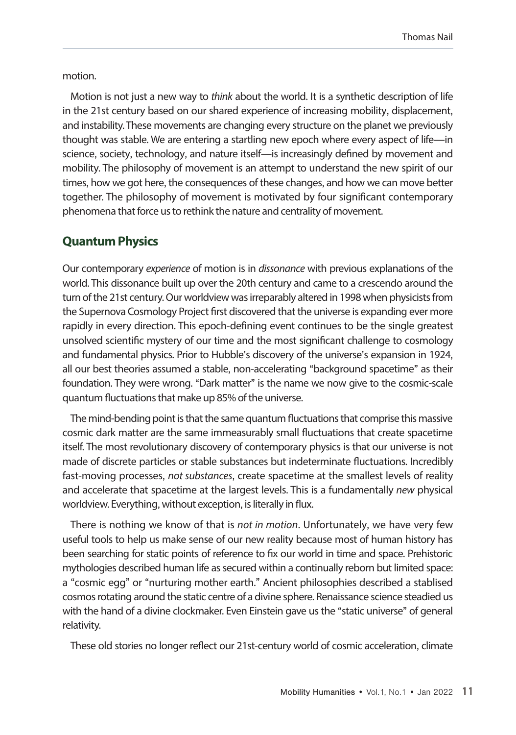motion.

Motion is not just a new way to *think* about the world. It is a synthetic description of life in the 21st century based on our shared experience of increasing mobility, displacement, and instability. These movements are changing every structure on the planet we previously thought was stable. We are entering a startling new epoch where every aspect of life—in science, society, technology, and nature itself—is increasingly defined by movement and mobility. The philosophy of movement is an attempt to understand the new spirit of our times, how we got here, the consequences of these changes, and how we can move better together. The philosophy of movement is motivated by four significant contemporary phenomena that force us to rethink the nature and centrality of movement.

## Quantum Physics

Our contemporary *experience* of motion is in *dissonance* with previous explanations of the world. This dissonance built up over the 20th century and came to a crescendo around the turn of the 21st century. Our worldview was irreparably altered in 1998 when physicists from the Supernova Cosmology Project first discovered that the universe is expanding ever more rapidly in every direction. This epoch-defining event continues to be the single greatest unsolved scientific mystery of our time and the most significant challenge to cosmology and fundamental physics. Prior to Hubble's discovery of the universe's expansion in 1924, all our best theories assumed a stable, non-accelerating "background spacetime" as their foundation. They were wrong. "Dark matter" is the name we now give to the cosmic-scale quantum fluctuations that make up 85% of the universe.

The mind-bending point is that the same quantum fluctuations that comprise this massive cosmic dark matter are the same immeasurably small fluctuations that create spacetime itself. The most revolutionary discovery of contemporary physics is that our universe is not made of discrete particles or stable substances but indeterminate fluctuations. Incredibly fast-moving processes, *not substances*, create spacetime at the smallest levels of reality and accelerate that spacetime at the largest levels. This is a fundamentally *new* physical worldview. Everything, without exception, is literally in flux.

There is nothing we know of that is *not in motion*. Unfortunately, we have very few useful tools to help us make sense of our new reality because most of human history has been searching for static points of reference to fix our world in time and space. Prehistoric mythologies described human life as secured within a continually reborn but limited space: a "cosmic egg" or "nurturing mother earth." Ancient philosophies described a stablised cosmos rotating around the static centre of a divine sphere. Renaissance science steadied us with the hand of a divine clockmaker. Even Einstein gave us the "static universe" of general relativity.

These old stories no longer reflect our 21st-century world of cosmic acceleration, climate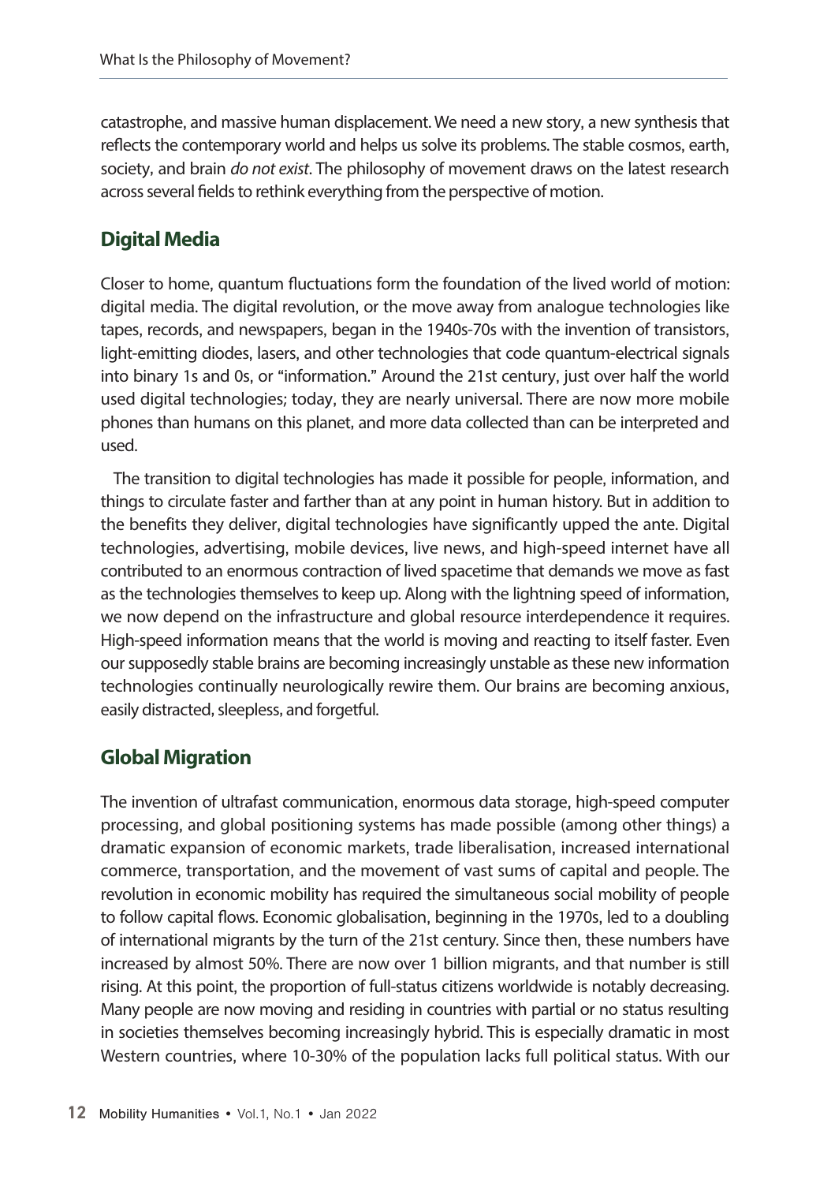catastrophe, and massive human displacement. We need a new story, a new synthesis that reflects the contemporary world and helps us solve its problems. The stable cosmos, earth, society, and brain *do not exist*. The philosophy of movement draws on the latest research across several fields to rethink everything from the perspective of motion.

## Digital Media

Closer to home, quantum fluctuations form the foundation of the lived world of motion: digital media. The digital revolution, or the move away from analogue technologies like tapes, records, and newspapers, began in the 1940s-70s with the invention of transistors, light-emitting diodes, lasers, and other technologies that code quantum-electrical signals into binary 1s and 0s, or "information." Around the 21st century, just over half the world used digital technologies; today, they are nearly universal. There are now more mobile phones than humans on this planet, and more data collected than can be interpreted and used.

The transition to digital technologies has made it possible for people, information, and things to circulate faster and farther than at any point in human history. But in addition to the benefits they deliver, digital technologies have significantly upped the ante. Digital technologies, advertising, mobile devices, live news, and high-speed internet have all contributed to an enormous contraction of lived spacetime that demands we move as fast as the technologies themselves to keep up. Along with the lightning speed of information, we now depend on the infrastructure and global resource interdependence it requires. High-speed information means that the world is moving and reacting to itself faster. Even our supposedly stable brains are becoming increasingly unstable as these new information technologies continually neurologically rewire them. Our brains are becoming anxious, easily distracted, sleepless, and forgetful.

## Global Migration

The invention of ultrafast communication, enormous data storage, high-speed computer processing, and global positioning systems has made possible (among other things) a dramatic expansion of economic markets, trade liberalisation, increased international commerce, transportation, and the movement of vast sums of capital and people. The revolution in economic mobility has required the simultaneous social mobility of people to follow capital flows. Economic globalisation, beginning in the 1970s, led to a doubling of international migrants by the turn of the 21st century. Since then, these numbers have increased by almost 50%. There are now over 1 billion migrants, and that number is still rising. At this point, the proportion of full-status citizens worldwide is notably decreasing. Many people are now moving and residing in countries with partial or no status resulting in societies themselves becoming increasingly hybrid. This is especially dramatic in most Western countries, where 10-30% of the population lacks full political status. With our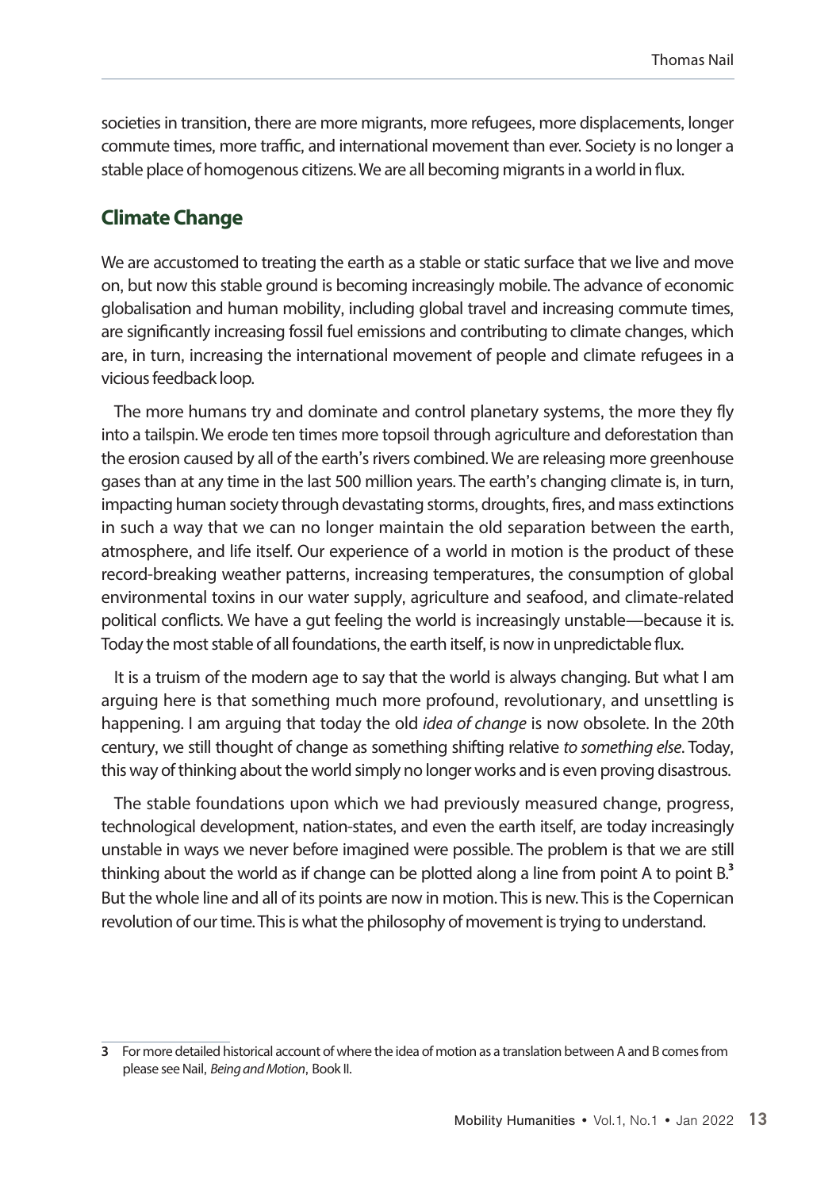societies in transition, there are more migrants, more refugees, more displacements, longer commute times, more traffic, and international movement than ever. Society is no longer a stable place of homogenous citizens. We are all becoming migrants in a world in flux.

## Climate Change

We are accustomed to treating the earth as a stable or static surface that we live and move on, but now this stable ground is becoming increasingly mobile. The advance of economic globalisation and human mobility, including global travel and increasing commute times, are significantly increasing fossil fuel emissions and contributing to climate changes, which are, in turn, increasing the international movement of people and climate refugees in a vicious feedback loop.

The more humans try and dominate and control planetary systems, the more they fly into a tailspin. We erode ten times more topsoil through agriculture and deforestation than the erosion caused by all of the earth's rivers combined. We are releasing more greenhouse gases than at any time in the last 500 million years. The earth's changing climate is, in turn, impacting human society through devastating storms, droughts, fires, and mass extinctions in such a way that we can no longer maintain the old separation between the earth, atmosphere, and life itself. Our experience of a world in motion is the product of these record-breaking weather patterns, increasing temperatures, the consumption of global environmental toxins in our water supply, agriculture and seafood, and climate-related political conflicts. We have a gut feeling the world is increasingly unstable—because it is. Today the most stable of all foundations, the earth itself, is now in unpredictable flux.

It is a truism of the modern age to say that the world is always changing. But what I am arguing here is that something much more profound, revolutionary, and unsettling is happening. I am arguing that today the old *idea of change* is now obsolete. In the 20th century, we still thought of change as something shifting relative *to something else*. Today, this way of thinking about the world simply no longer works and is even proving disastrous.

The stable foundations upon which we had previously measured change, progress, technological development, nation-states, and even the earth itself, are today increasingly unstable in ways we never before imagined were possible. The problem is that we are still thinking about the world as if change can be plotted along a line from point A to point B.[3] But the whole line and all of its points are now in motion. This is new. This is the Copernican revolution of our time. This is what the philosophy of movement is trying to understand.

---

[3] For more detailed historical account of where the idea of motion as a translation between A and B comes from please see Nail, *Being and Motion*, Book II.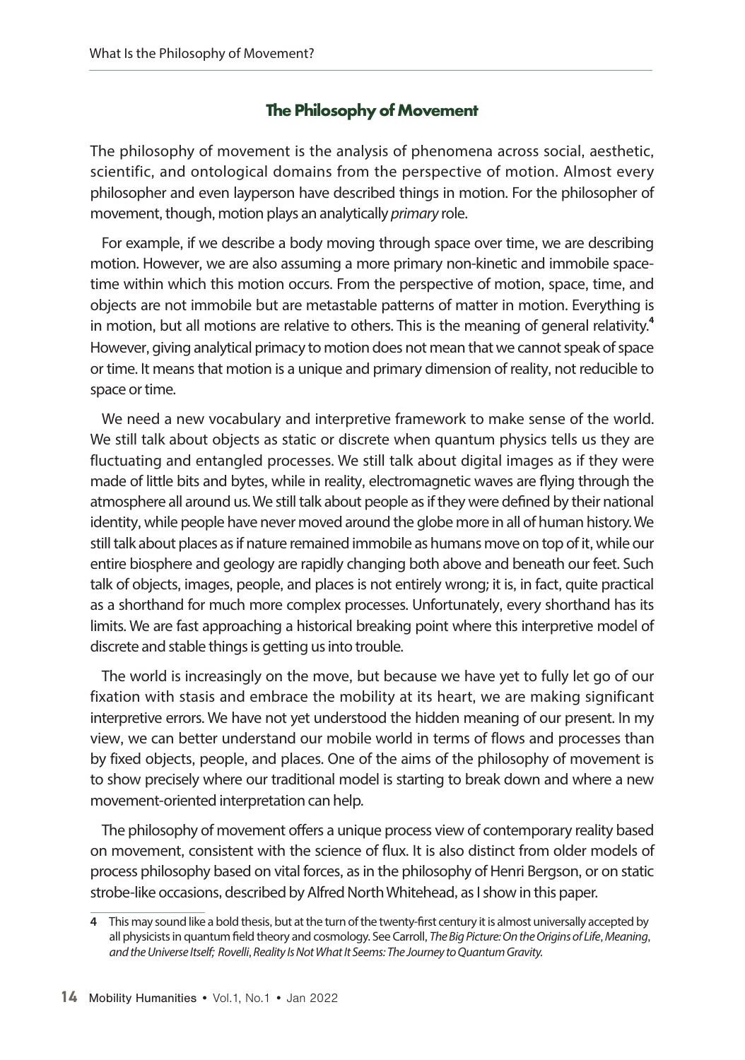## The Philosophy of Movement

The philosophy of movement is the analysis of phenomena across social, aesthetic, scientific, and ontological domains from the perspective of motion. Almost every philosopher and even layperson have described things in motion. For the philosopher of movement, though, motion plays an analytically *primary* role.

For example, if we describe a body moving through space over time, we are describing motion. However, we are also assuming a more primary non-kinetic and immobile space-time within which this motion occurs. From the perspective of motion, space, time, and objects are not immobile but are metastable patterns of matter in motion. Everything is in motion, but all motions are relative to others. This is the meaning of general relativity.[4] However, giving analytical primacy to motion does not mean that we cannot speak of space or time. It means that motion is a unique and primary dimension of reality, not reducible to space or time.

We need a new vocabulary and interpretive framework to make sense of the world. We still talk about objects as static or discrete when quantum physics tells us they are fluctuating and entangled processes. We still talk about digital images as if they were made of little bits and bytes, while in reality, electromagnetic waves are flying through the atmosphere all around us. We still talk about people as if they were defined by their national identity, while people have never moved around the globe more in all of human history. We still talk about places as if nature remained immobile as humans move on top of it, while our entire biosphere and geology are rapidly changing both above and beneath our feet. Such talk of objects, images, people, and places is not entirely wrong; it is, in fact, quite practical as a shorthand for much more complex processes. Unfortunately, every shorthand has its limits. We are fast approaching a historical breaking point where this interpretive model of discrete and stable things is getting us into trouble.

The world is increasingly on the move, but because we have yet to fully let go of our fixation with stasis and embrace the mobility at its heart, we are making significant interpretive errors. We have not yet understood the hidden meaning of our present. In my view, we can better understand our mobile world in terms of flows and processes than by fixed objects, people, and places. One of the aims of the philosophy of movement is to show precisely where our traditional model is starting to break down and where a new movement-oriented interpretation can help.

The philosophy of movement offers a unique process view of contemporary reality based on movement, consistent with the science of flux. It is also distinct from older models of process philosophy based on vital forces, as in the philosophy of Henri Bergson, or on static strobe-like occasions, described by Alfred North Whitehead, as I show in this paper.

---

4 This may sound like a bold thesis, but at the turn of the twenty-first century it is almost universally accepted by all physicists in quantum field theory and cosmology. See Carroll, *The Big Picture: On the Origins of Life, Meaning, and the Universe Itself; Rovelli, Reality Is Not What It Seems: The Journey to Quantum Gravity.*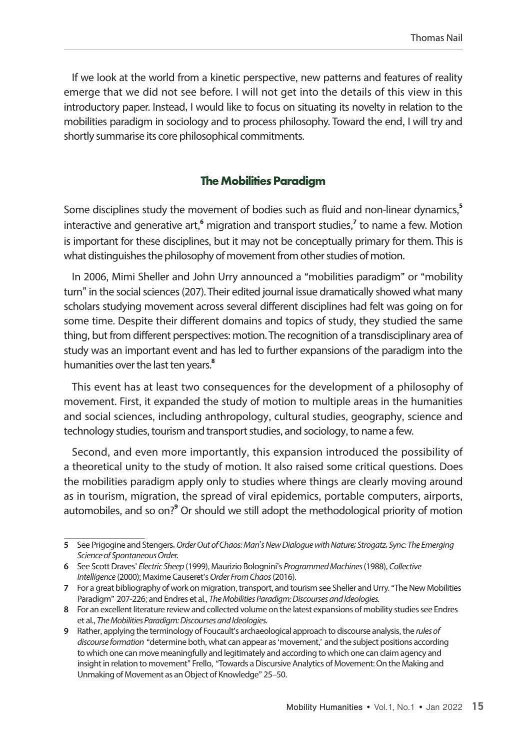If we look at the world from a kinetic perspective, new patterns and features of reality emerge that we did not see before. I will not get into the details of this view in this introductory paper. Instead, I would like to focus on situating its novelty in relation to the mobilities paradigm in sociology and to process philosophy. Toward the end, I will try and shortly summarise its core philosophical commitments.

### The Mobilities Paradigm

Some disciplines study the movement of bodies such as fluid and non-linear dynamics,[5] interactive and generative art,[6] migration and transport studies,[7] to name a few. Motion is important for these disciplines, but it may not be conceptually primary for them. This is what distinguishes the philosophy of movement from other studies of motion.

In 2006, Mimi Sheller and John Urry announced a "mobilities paradigm" or "mobility turn" in the social sciences (207). Their edited journal issue dramatically showed what many scholars studying movement across several different disciplines had felt was going on for some time. Despite their different domains and topics of study, they studied the same thing, but from different perspectives: motion. The recognition of a transdisciplinary area of study was an important event and has led to further expansions of the paradigm into the humanities over the last ten years.[8]

This event has at least two consequences for the development of a philosophy of movement. First, it expanded the study of motion to multiple areas in the humanities and social sciences, including anthropology, cultural studies, geography, science and technology studies, tourism and transport studies, and sociology, to name a few.

Second, and even more importantly, this expansion introduced the possibility of a theoretical unity to the study of motion. It also raised some critical questions. Does the mobilities paradigm apply only to studies where things are clearly moving around as in tourism, migration, the spread of viral epidemics, portable computers, airports, automobiles, and so on?[9] Or should we still adopt the methodological priority of motion

---

5 See Prigogine and Stengers, *Order Out of Chaos: Man's New Dialogue with Nature; Strogatz, Sync: The Emerging Science of Spontaneous Order.*

6 See Scott Draves' *Electric Sheep* (1999), Maurizio Bolognini's *Programmed Machines* (1988), *Collective Intelligence* (2000); Maxime Causeret's *Order From Chaos* (2016).

7 For a great bibliography of work on migration, transport, and tourism see Sheller and Urry. "The New Mobilities Paradigm" 207-226; and Endres et al., *The Mobilities Paradigm: Discourses and Ideologies.*

8 For an excellent literature review and collected volume on the latest expansions of mobility studies see Endres et al., *The Mobilities Paradigm: Discourses and Ideologies.*

9 Rather, applying the terminology of Foucault's archaeological approach to discourse analysis, the *rules of discourse formation* "determine both, what can appear as 'movement,' and the subject positions according to which one can move meaningfully and legitimately and according to which one can claim agency and insight in relation to movement" Frello, "Towards a Discursive Analytics of Movement: On the Making and Unmaking of Movement as an Object of Knowledge" 25–50.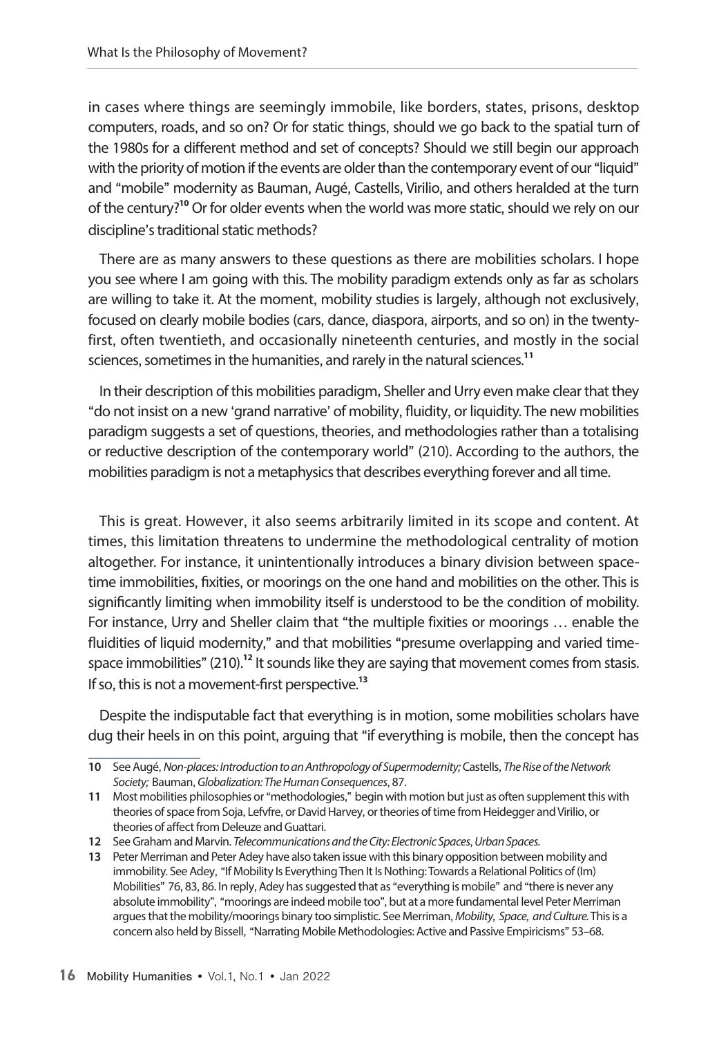in cases where things are seemingly immobile, like borders, states, prisons, desktop computers, roads, and so on? Or for static things, should we go back to the spatial turn of the 1980s for a different method and set of concepts? Should we still begin our approach with the priority of motion if the events are older than the contemporary event of our "liquid" and "mobile" modernity as Bauman, Augé, Castells, Virilio, and others heralded at the turn of the century?[10] Or for older events when the world was more static, should we rely on our discipline's traditional static methods?

There are as many answers to these questions as there are mobilities scholars. I hope you see where I am going with this. The mobility paradigm extends only as far as scholars are willing to take it. At the moment, mobility studies is largely, although not exclusively, focused on clearly mobile bodies (cars, dance, diaspora, airports, and so on) in the twenty-first, often twentieth, and occasionally nineteenth centuries, and mostly in the social sciences, sometimes in the humanities, and rarely in the natural sciences.[11]

In their description of this mobilities paradigm, Sheller and Urry even make clear that they "do not insist on a new 'grand narrative' of mobility, fluidity, or liquidity. The new mobilities paradigm suggests a set of questions, theories, and methodologies rather than a totalising or reductive description of the contemporary world" (210). According to the authors, the mobilities paradigm is not a metaphysics that describes everything forever and all time.

This is great. However, it also seems arbitrarily limited in its scope and content. At times, this limitation threatens to undermine the methodological centrality of motion altogether. For instance, it unintentionally introduces a binary division between space-time immobilities, fixities, or moorings on the one hand and mobilities on the other. This is significantly limiting when immobility itself is understood to be the condition of mobility. For instance, Urry and Sheller claim that "the multiple fixities or moorings … enable the fluidities of liquid modernity," and that mobilities "presume overlapping and varied time-space immobilities" (210).[12] It sounds like they are saying that movement comes from stasis. If so, this is not a movement-first perspective.[13]

Despite the indisputable fact that everything is in motion, some mobilities scholars have dug their heels in on this point, arguing that "if everything is mobile, then the concept has

---

10 See Augé, *Non-places: Introduction to an Anthropology of Supermodernity;* Castells, *The Rise of the Network Society;* Bauman, *Globalization: The Human Consequences*, 87.

11 Most mobilities philosophies or "methodologies," begin with motion but just as often supplement this with theories of space from Soja, Lefvfre, or David Harvey, or theories of time from Heidegger and Virilio, or theories of affect from Deleuze and Guattari.

12 See Graham and Marvin. *Telecommunications and the City: Electronic Spaces*, *Urban Spaces.*

13 Peter Merriman and Peter Adey have also taken issue with this binary opposition between mobility and immobility. See Adey, "If Mobility Is Everything Then It Is Nothing: Towards a Relational Politics of (Im) Mobilities" 76, 83, 86. In reply, Adey has suggested that as "everything is mobile" and "there is never any absolute immobility", "moorings are indeed mobile too", but at a more fundamental level Peter Merriman argues that the mobility/moorings binary too simplistic. See Merriman, *Mobility, Space, and Culture.* This is a concern also held by Bissell, "Narrating Mobile Methodologies: Active and Passive Empiricisms" 53–68.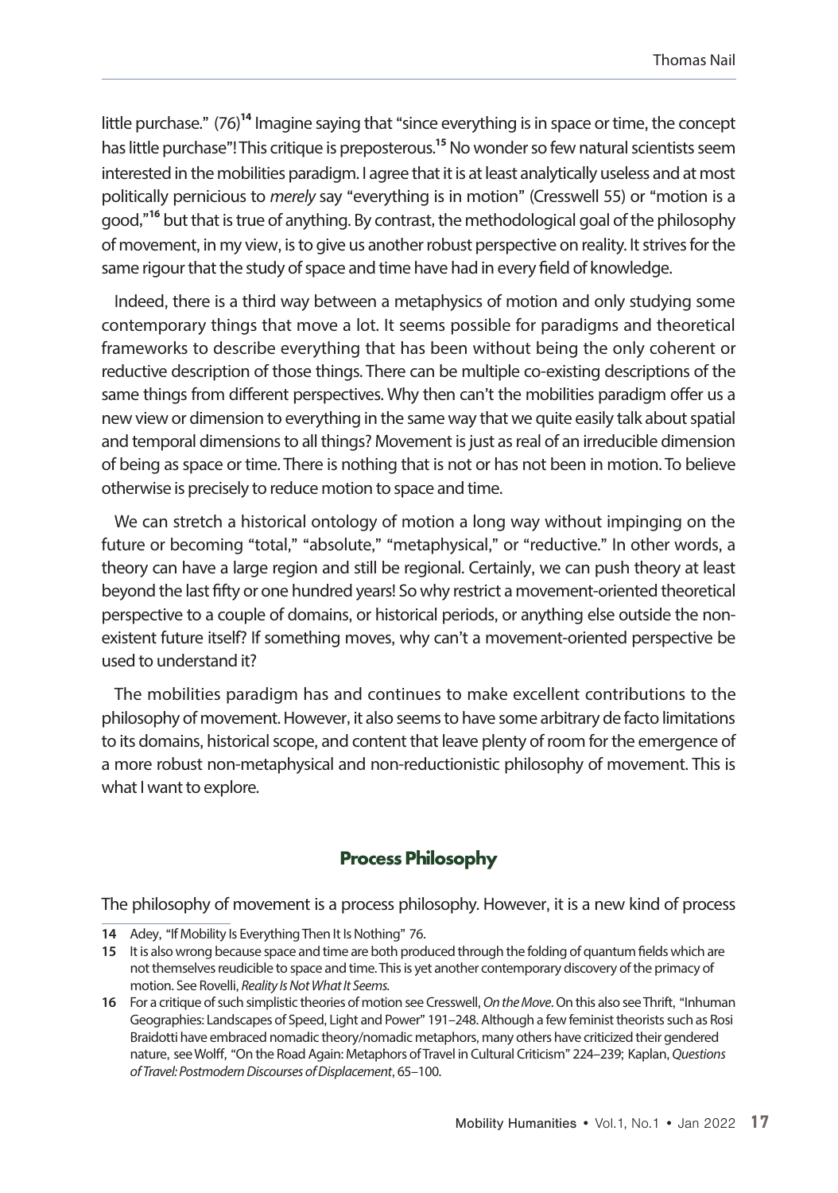little purchase." (76)[14] Imagine saying that "since everything is in space or time, the concept has little purchase"! This critique is preposterous.[15] No wonder so few natural scientists seem interested in the mobilities paradigm. I agree that it is at least analytically useless and at most politically pernicious to *merely* say "everything is in motion" (Cresswell 55) or "motion is a good,"[16] but that is true of anything. By contrast, the methodological goal of the philosophy of movement, in my view, is to give us another robust perspective on reality. It strives for the same rigour that the study of space and time have had in every field of knowledge.

Indeed, there is a third way between a metaphysics of motion and only studying some contemporary things that move a lot. It seems possible for paradigms and theoretical frameworks to describe everything that has been without being the only coherent or reductive description of those things. There can be multiple co-existing descriptions of the same things from different perspectives. Why then can't the mobilities paradigm offer us a new view or dimension to everything in the same way that we quite easily talk about spatial and temporal dimensions to all things? Movement is just as real of an irreducible dimension of being as space or time. There is nothing that is not or has not been in motion. To believe otherwise is precisely to reduce motion to space and time.

We can stretch a historical ontology of motion a long way without impinging on the future or becoming "total," "absolute," "metaphysical," or "reductive." In other words, a theory can have a large region and still be regional. Certainly, we can push theory at least beyond the last fifty or one hundred years! So why restrict a movement-oriented theoretical perspective to a couple of domains, or historical periods, or anything else outside the non-existent future itself? If something moves, why can't a movement-oriented perspective be used to understand it?

The mobilities paradigm has and continues to make excellent contributions to the philosophy of movement. However, it also seems to have some arbitrary de facto limitations to its domains, historical scope, and content that leave plenty of room for the emergence of a more robust non-metaphysical and non-reductionistic philosophy of movement. This is what I want to explore.

## Process Philosophy

The philosophy of movement is a process philosophy. However, it is a new kind of process

---

14 Adey, "If Mobility Is Everything Then It Is Nothing" 76.

15 It is also wrong because space and time are both produced through the folding of quantum fields which are not themselves reudicible to space and time. This is yet another contemporary discovery of the primacy of motion. See Rovelli, *Reality Is Not What It Seems.*

16 For a critique of such simplistic theories of motion see Cresswell, *On the Move*. On this also see Thrift, "Inhuman Geographies: Landscapes of Speed, Light and Power" 191–248. Although a few feminist theorists such as Rosi Braidotti have embraced nomadic theory/nomadic metaphors, many others have criticized their gendered nature, see Wolff, "On the Road Again: Metaphors of Travel in Cultural Criticism" 224–239; Kaplan, *Questions of Travel: Postmodern Discourses of Displacement*, 65–100.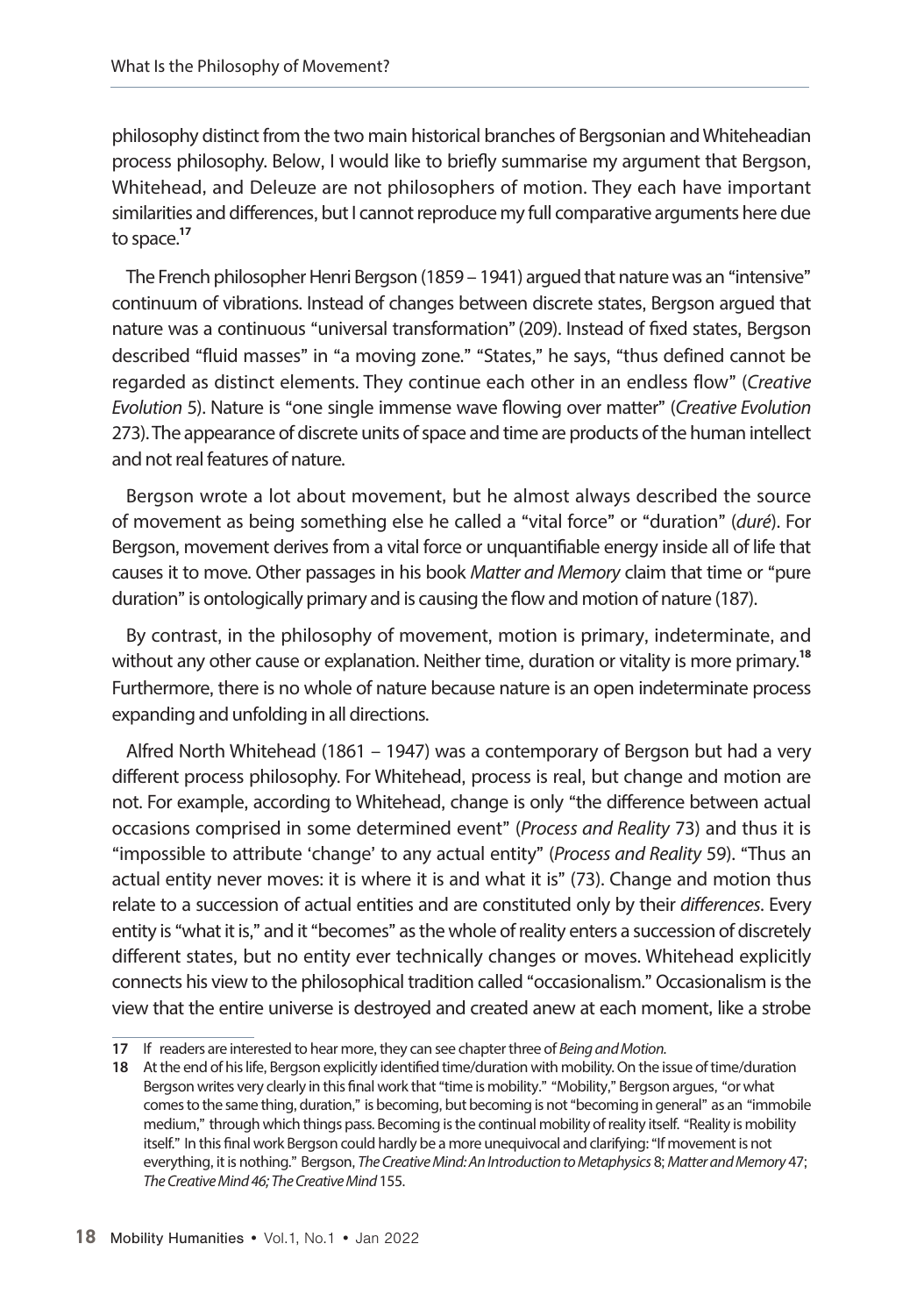philosophy distinct from the two main historical branches of Bergsonian and Whiteheadian process philosophy. Below, I would like to briefly summarise my argument that Bergson, Whitehead, and Deleuze are not philosophers of motion. They each have important similarities and differences, but I cannot reproduce my full comparative arguments here due to space.[17]

The French philosopher Henri Bergson (1859 – 1941) argued that nature was an "intensive" continuum of vibrations. Instead of changes between discrete states, Bergson argued that nature was a continuous "universal transformation" (209). Instead of fixed states, Bergson described "fluid masses" in "a moving zone." "States," he says, "thus defined cannot be regarded as distinct elements. They continue each other in an endless flow" (*Creative Evolution* 5). Nature is "one single immense wave flowing over matter" (*Creative Evolution* 273). The appearance of discrete units of space and time are products of the human intellect and not real features of nature.

Bergson wrote a lot about movement, but he almost always described the source of movement as being something else he called a "vital force" or "duration" (*duré*). For Bergson, movement derives from a vital force or unquantifiable energy inside all of life that causes it to move. Other passages in his book *Matter and Memory* claim that time or "pure duration" is ontologically primary and is causing the flow and motion of nature (187).

By contrast, in the philosophy of movement, motion is primary, indeterminate, and without any other cause or explanation. Neither time, duration or vitality is more primary.[18] Furthermore, there is no whole of nature because nature is an open indeterminate process expanding and unfolding in all directions.

Alfred North Whitehead (1861 – 1947) was a contemporary of Bergson but had a very different process philosophy. For Whitehead, process is real, but change and motion are not. For example, according to Whitehead, change is only "the difference between actual occasions comprised in some determined event" (*Process and Reality* 73) and thus it is "impossible to attribute 'change' to any actual entity" (*Process and Reality* 59). "Thus an actual entity never moves: it is where it is and what it is" (73). Change and motion thus relate to a succession of actual entities and are constituted only by their *differences*. Every entity is "what it is," and it "becomes" as the whole of reality enters a succession of discretely different states, but no entity ever technically changes or moves. Whitehead explicitly connects his view to the philosophical tradition called "occasionalism." Occasionalism is the view that the entire universe is destroyed and created anew at each moment, like a strobe

---

17 If readers are interested to hear more, they can see chapter three of *Being and Motion.*

18 At the end of his life, Bergson explicitly identified time/duration with mobility. On the issue of time/duration Bergson writes very clearly in this final work that "time is mobility." "Mobility," Bergson argues, "or what comes to the same thing, duration," is becoming, but becoming is not "becoming in general" as an "immobile medium," through which things pass. Becoming is the continual mobility of reality itself. "Reality is mobility itself." In this final work Bergson could hardly be a more unequivocal and clarifying: "If movement is not everything, it is nothing." Bergson, *The Creative Mind: An Introduction to Metaphysics* 8; *Matter and Memory* 47; *The Creative Mind 46; The Creative Mind* 155.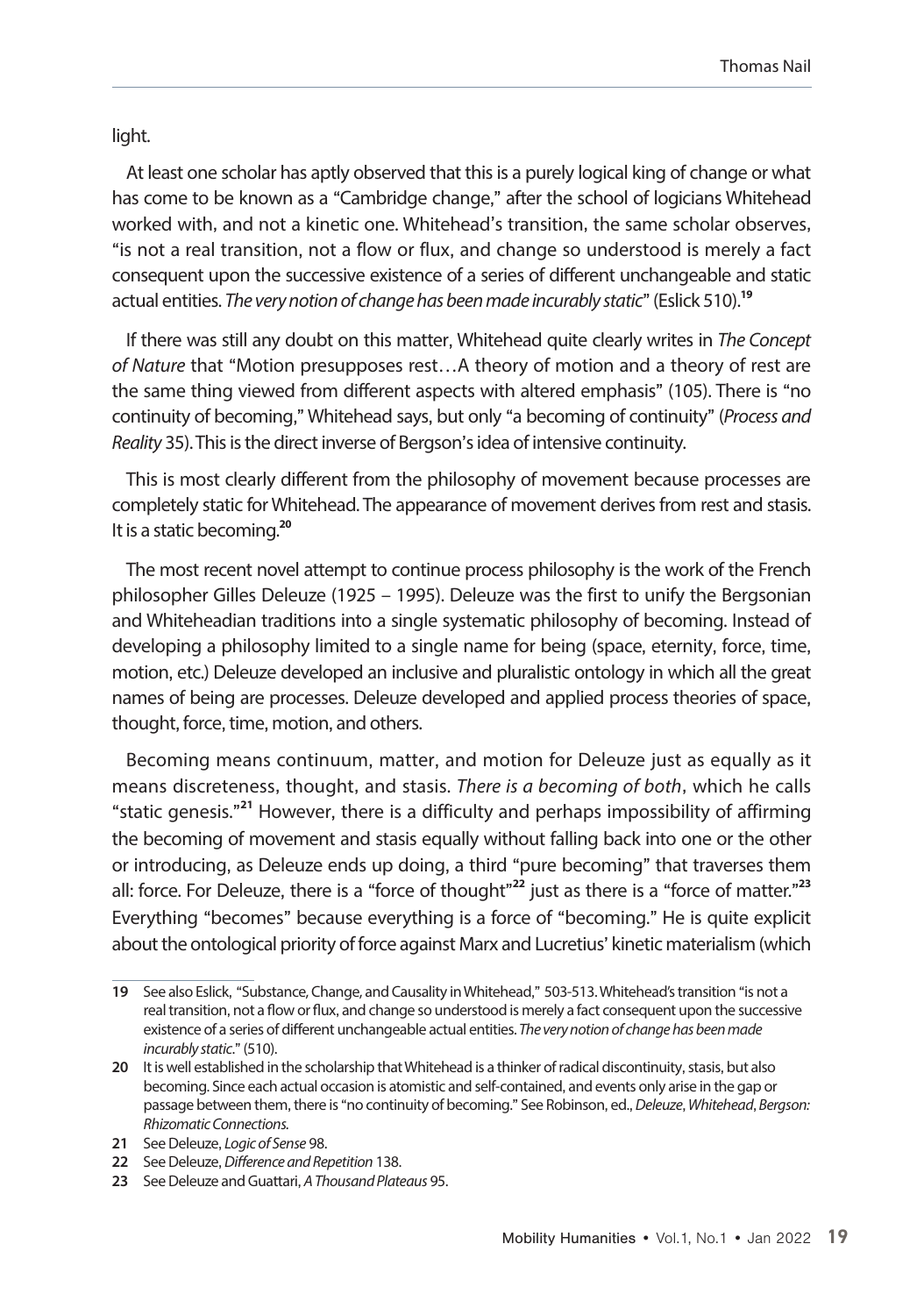light.

At least one scholar has aptly observed that this is a purely logical king of change or what has come to be known as a "Cambridge change," after the school of logicians Whitehead worked with, and not a kinetic one. Whitehead's transition, the same scholar observes, "is not a real transition, not a flow or flux, and change so understood is merely a fact consequent upon the successive existence of a series of different unchangeable and static actual entities. *The very notion of change has been made incurably static*" (Eslick 510).[19]

If there was still any doubt on this matter, Whitehead quite clearly writes in *The Concept of Nature* that "Motion presupposes rest…A theory of motion and a theory of rest are the same thing viewed from different aspects with altered emphasis" (105). There is "no continuity of becoming," Whitehead says, but only "a becoming of continuity" (*Process and Reality* 35). This is the direct inverse of Bergson's idea of intensive continuity.

This is most clearly different from the philosophy of movement because processes are completely static for Whitehead. The appearance of movement derives from rest and stasis. It is a static becoming.[20]

The most recent novel attempt to continue process philosophy is the work of the French philosopher Gilles Deleuze (1925 – 1995). Deleuze was the first to unify the Bergsonian and Whiteheadian traditions into a single systematic philosophy of becoming. Instead of developing a philosophy limited to a single name for being (space, eternity, force, time, motion, etc.) Deleuze developed an inclusive and pluralistic ontology in which all the great names of being are processes. Deleuze developed and applied process theories of space, thought, force, time, motion, and others.

Becoming means continuum, matter, and motion for Deleuze just as equally as it means discreteness, thought, and stasis. *There is a becoming of both*, which he calls "static genesis."[21] However, there is a difficulty and perhaps impossibility of affirming the becoming of movement and stasis equally without falling back into one or the other or introducing, as Deleuze ends up doing, a third "pure becoming" that traverses them all: force. For Deleuze, there is a "force of thought"[22] just as there is a "force of matter."[23] Everything "becomes" because everything is a force of "becoming." He is quite explicit about the ontological priority of force against Marx and Lucretius' kinetic materialism (which

---

19 See also Eslick, "Substance, Change, and Causality in Whitehead," 503-513. Whitehead's transition "is not a real transition, not a flow or flux, and change so understood is merely a fact consequent upon the successive existence of a series of different unchangeable actual entities. *The very notion of change has been made incurably static*." (510).

20 It is well established in the scholarship that Whitehead is a thinker of radical discontinuity, stasis, but also becoming. Since each actual occasion is atomistic and self-contained, and events only arise in the gap or passage between them, there is "no continuity of becoming." See Robinson, ed., *Deleuze, Whitehead, Bergson: Rhizomatic Connections*.

21 See Deleuze, *Logic of Sense* 98.

22 See Deleuze, *Difference and Repetition* 138.

23 See Deleuze and Guattari, *A Thousand Plateaus* 95.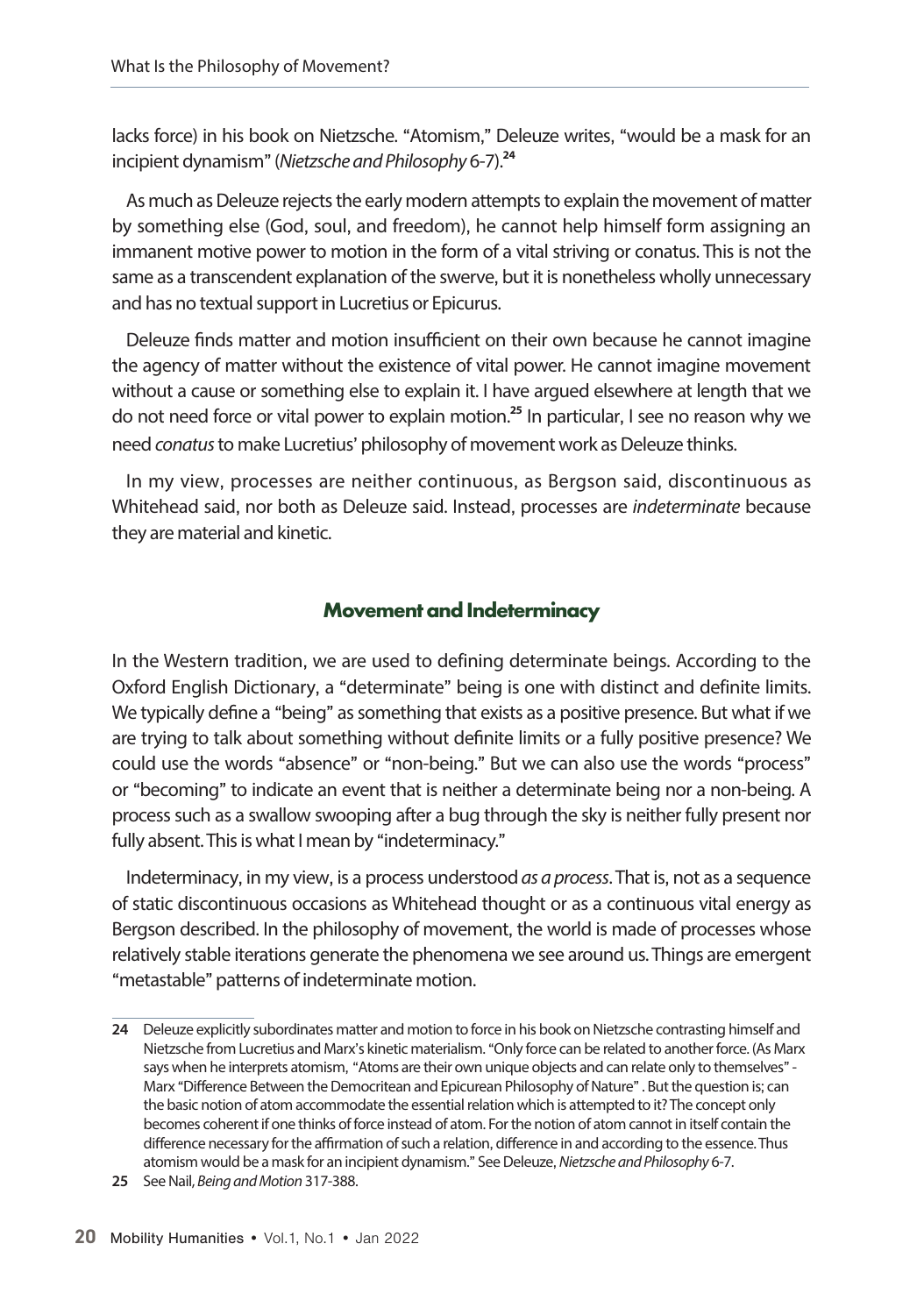lacks force) in his book on Nietzsche. "Atomism," Deleuze writes, "would be a mask for an incipient dynamism" (*Nietzsche and Philosophy* 6-7).[24]

As much as Deleuze rejects the early modern attempts to explain the movement of matter by something else (God, soul, and freedom), he cannot help himself form assigning an immanent motive power to motion in the form of a vital striving or conatus. This is not the same as a transcendent explanation of the swerve, but it is nonetheless wholly unnecessary and has no textual support in Lucretius or Epicurus.

Deleuze finds matter and motion insufficient on their own because he cannot imagine the agency of matter without the existence of vital power. He cannot imagine movement without a cause or something else to explain it. I have argued elsewhere at length that we do not need force or vital power to explain motion.[25] In particular, I see no reason why we need *conatus* to make Lucretius' philosophy of movement work as Deleuze thinks.

In my view, processes are neither continuous, as Bergson said, discontinuous as Whitehead said, nor both as Deleuze said. Instead, processes are *indeterminate* because they are material and kinetic.

## Movement and Indeterminacy

In the Western tradition, we are used to defining determinate beings. According to the Oxford English Dictionary, a "determinate" being is one with distinct and definite limits. We typically define a "being" as something that exists as a positive presence. But what if we are trying to talk about something without definite limits or a fully positive presence? We could use the words "absence" or "non-being." But we can also use the words "process" or "becoming" to indicate an event that is neither a determinate being nor a non-being. A process such as a swallow swooping after a bug through the sky is neither fully present nor fully absent. This is what I mean by "indeterminacy."

Indeterminacy, in my view, is a process understood *as a process*. That is, not as a sequence of static discontinuous occasions as Whitehead thought or as a continuous vital energy as Bergson described. In the philosophy of movement, the world is made of processes whose relatively stable iterations generate the phenomena we see around us. Things are emergent "metastable" patterns of indeterminate motion.

---

24 Deleuze explicitly subordinates matter and motion to force in his book on Nietzsche contrasting himself and Nietzsche from Lucretius and Marx's kinetic materialism. "Only force can be related to another force. (As Marx says when he interprets atomism, "Atoms are their own unique objects and can relate only to themselves" - Marx "Difference Between the Democritean and Epicurean Philosophy of Nature" . But the question is; can the basic notion of atom accommodate the essential relation which is attempted to it? The concept only becomes coherent if one thinks of force instead of atom. For the notion of atom cannot in itself contain the difference necessary for the affirmation of such a relation, difference in and according to the essence. Thus atomism would be a mask for an incipient dynamism." See Deleuze, *Nietzsche and Philosophy* 6-7.

25 See Nail, *Being and Motion* 317-388.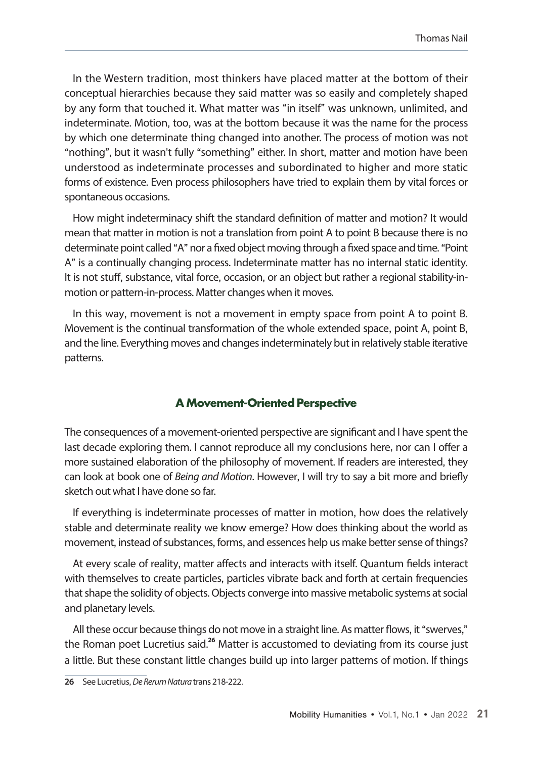In the Western tradition, most thinkers have placed matter at the bottom of their conceptual hierarchies because they said matter was so easily and completely shaped by any form that touched it. What matter was "in itself" was unknown, unlimited, and indeterminate. Motion, too, was at the bottom because it was the name for the process by which one determinate thing changed into another. The process of motion was not "nothing", but it wasn't fully "something" either. In short, matter and motion have been understood as indeterminate processes and subordinated to higher and more static forms of existence. Even process philosophers have tried to explain them by vital forces or spontaneous occasions.

How might indeterminacy shift the standard definition of matter and motion? It would mean that matter in motion is not a translation from point A to point B because there is no determinate point called "A" nor a fixed object moving through a fixed space and time. "Point A" is a continually changing process. Indeterminate matter has no internal static identity. It is not stuff, substance, vital force, occasion, or an object but rather a regional stability-in-motion or pattern-in-process. Matter changes when it moves.

In this way, movement is not a movement in empty space from point A to point B. Movement is the continual transformation of the whole extended space, point A, point B, and the line. Everything moves and changes indeterminately but in relatively stable iterative patterns.

## A Movement-Oriented Perspective

The consequences of a movement-oriented perspective are significant and I have spent the last decade exploring them. I cannot reproduce all my conclusions here, nor can I offer a more sustained elaboration of the philosophy of movement. If readers are interested, they can look at book one of *Being and Motion*. However, I will try to say a bit more and briefly sketch out what I have done so far.

If everything is indeterminate processes of matter in motion, how does the relatively stable and determinate reality we know emerge? How does thinking about the world as movement, instead of substances, forms, and essences help us make better sense of things?

At every scale of reality, matter affects and interacts with itself. Quantum fields interact with themselves to create particles, particles vibrate back and forth at certain frequencies that shape the solidity of objects. Objects converge into massive metabolic systems at social and planetary levels.

All these occur because things do not move in a straight line. As matter flows, it "swerves," the Roman poet Lucretius said.[26] Matter is accustomed to deviating from its course just a little. But these constant little changes build up into larger patterns of motion. If things

---

26 See Lucretius, *De Rerum Natura* trans 218-222.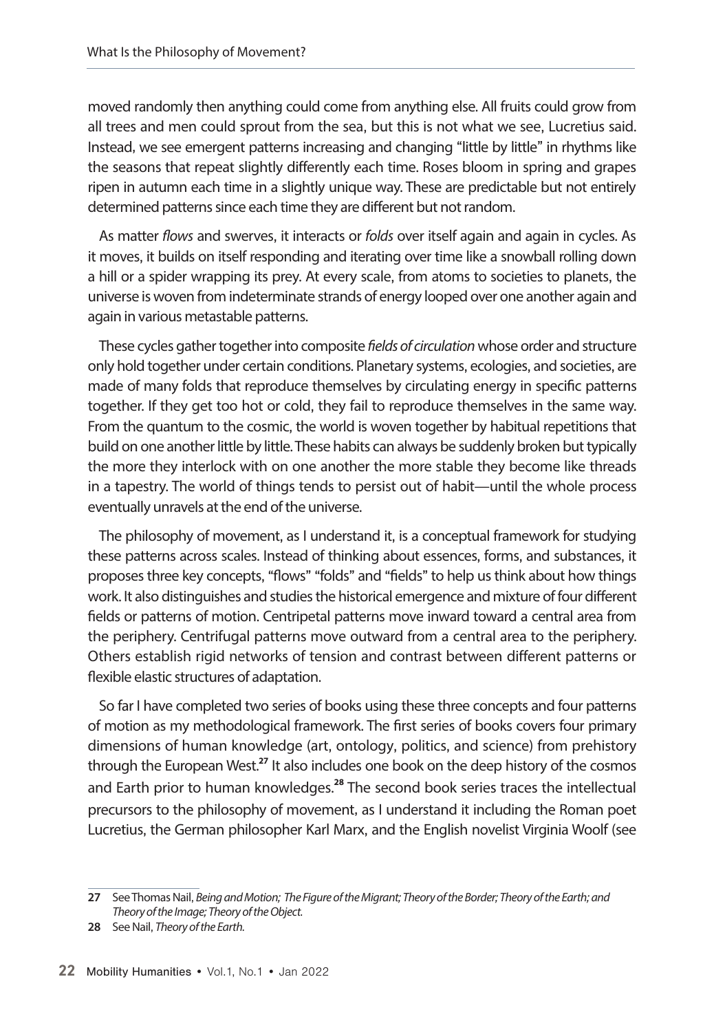moved randomly then anything could come from anything else. All fruits could grow from all trees and men could sprout from the sea, but this is not what we see, Lucretius said. Instead, we see emergent patterns increasing and changing "little by little" in rhythms like the seasons that repeat slightly differently each time. Roses bloom in spring and grapes ripen in autumn each time in a slightly unique way. These are predictable but not entirely determined patterns since each time they are different but not random.

As matter *flows* and swerves, it interacts or *folds* over itself again and again in cycles. As it moves, it builds on itself responding and iterating over time like a snowball rolling down a hill or a spider wrapping its prey. At every scale, from atoms to societies to planets, the universe is woven from indeterminate strands of energy looped over one another again and again in various metastable patterns.

These cycles gather together into composite *fields of circulation* whose order and structure only hold together under certain conditions. Planetary systems, ecologies, and societies, are made of many folds that reproduce themselves by circulating energy in specific patterns together. If they get too hot or cold, they fail to reproduce themselves in the same way. From the quantum to the cosmic, the world is woven together by habitual repetitions that build on one another little by little. These habits can always be suddenly broken but typically the more they interlock with on one another the more stable they become like threads in a tapestry. The world of things tends to persist out of habit—until the whole process eventually unravels at the end of the universe.

The philosophy of movement, as I understand it, is a conceptual framework for studying these patterns across scales. Instead of thinking about essences, forms, and substances, it proposes three key concepts, "flows" "folds" and "fields" to help us think about how things work. It also distinguishes and studies the historical emergence and mixture of four different fields or patterns of motion. Centripetal patterns move inward toward a central area from the periphery. Centrifugal patterns move outward from a central area to the periphery. Others establish rigid networks of tension and contrast between different patterns or flexible elastic structures of adaptation.

So far I have completed two series of books using these three concepts and four patterns of motion as my methodological framework. The first series of books covers four primary dimensions of human knowledge (art, ontology, politics, and science) from prehistory through the European West.[27] It also includes one book on the deep history of the cosmos and Earth prior to human knowledges.[28] The second book series traces the intellectual precursors to the philosophy of movement, as I understand it including the Roman poet Lucretius, the German philosopher Karl Marx, and the English novelist Virginia Woolf (see

---

27 See Thomas Nail, *Being and Motion; The Figure of the Migrant; Theory of the Border; Theory of the Earth; and Theory of the Image; Theory of the Object.*

28 See Nail, *Theory of the Earth.*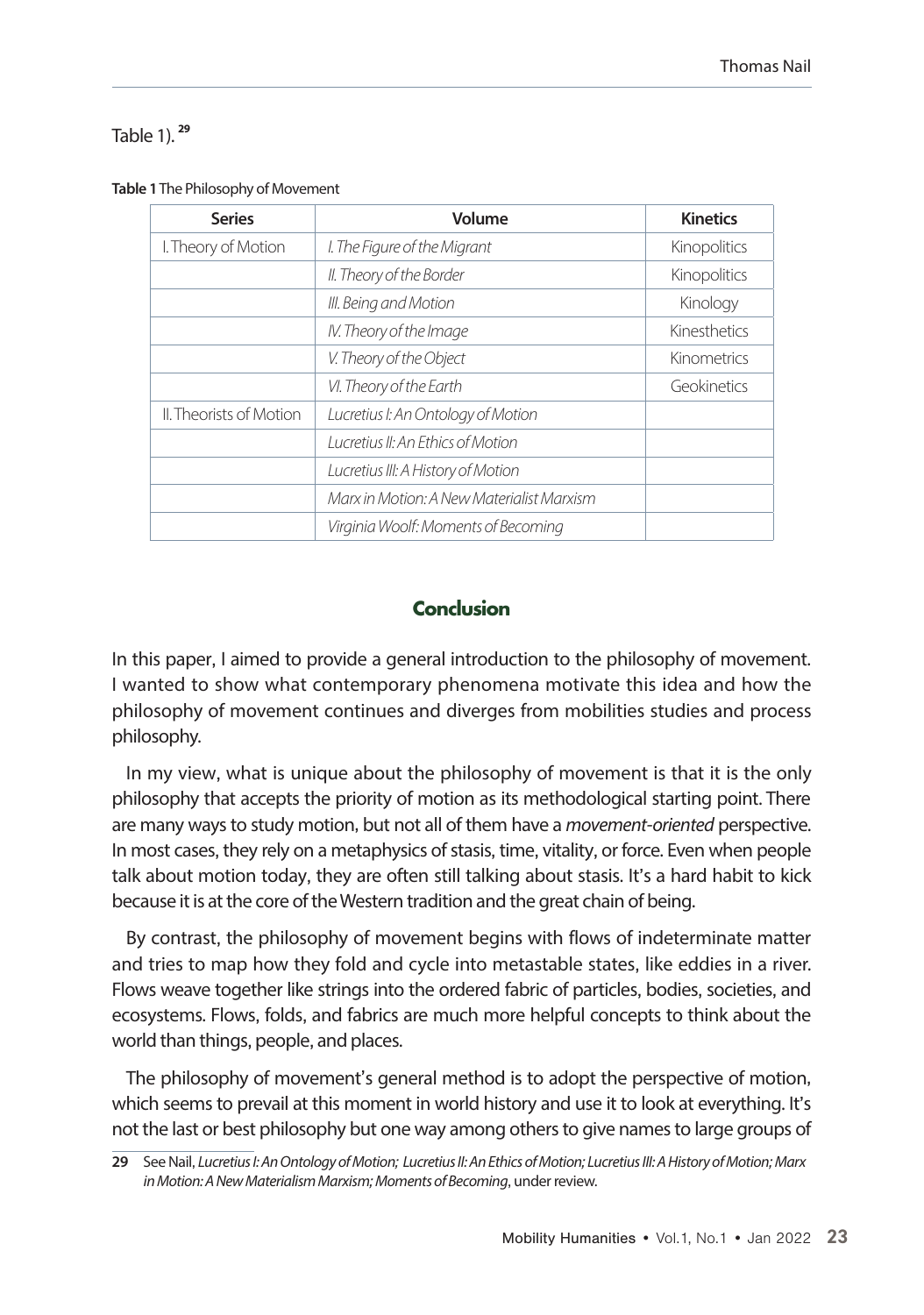Table 1).[29]

**Table 1** The Philosophy of Movement

| Series | Volume | Kinetics |
|---|---|---|
| I. Theory of Motion | *I. The Figure of the Migrant* | Kinopolitics |
| | *II. Theory of the Border* | Kinopolitics |
| | *III. Being and Motion* | Kinology |
| | *IV. Theory of the Image* | Kinesthetics |
| | *V. Theory of the Object* | Kinometrics |
| | *VI. Theory of the Earth* | Geokinetics |
| II. Theorists of Motion | *Lucretius I: An Ontology of Motion* | |
| | *Lucretius II: An Ethics of Motion* | |
| | *Lucretius III: A History of Motion* | |
| | *Marx in Motion: A New Materialist Marxism* | |
| | *Virginia Woolf: Moments of Becoming* | |

## Conclusion

In this paper, I aimed to provide a general introduction to the philosophy of movement. I wanted to show what contemporary phenomena motivate this idea and how the philosophy of movement continues and diverges from mobilities studies and process philosophy.

In my view, what is unique about the philosophy of movement is that it is the only philosophy that accepts the priority of motion as its methodological starting point. There are many ways to study motion, but not all of them have a *movement-oriented* perspective. In most cases, they rely on a metaphysics of stasis, time, vitality, or force. Even when people talk about motion today, they are often still talking about stasis. It's a hard habit to kick because it is at the core of the Western tradition and the great chain of being.

By contrast, the philosophy of movement begins with flows of indeterminate matter and tries to map how they fold and cycle into metastable states, like eddies in a river. Flows weave together like strings into the ordered fabric of particles, bodies, societies, and ecosystems. Flows, folds, and fabrics are much more helpful concepts to think about the world than things, people, and places.

The philosophy of movement's general method is to adopt the perspective of motion, which seems to prevail at this moment in world history and use it to look at everything. It's not the last or best philosophy but one way among others to give names to large groups of

[29] See Nail, *Lucretius I: An Ontology of Motion; Lucretius II: An Ethics of Motion; Lucretius III: A History of Motion; Marx in Motion: A New Materialism Marxism; Moments of Becoming*, under review.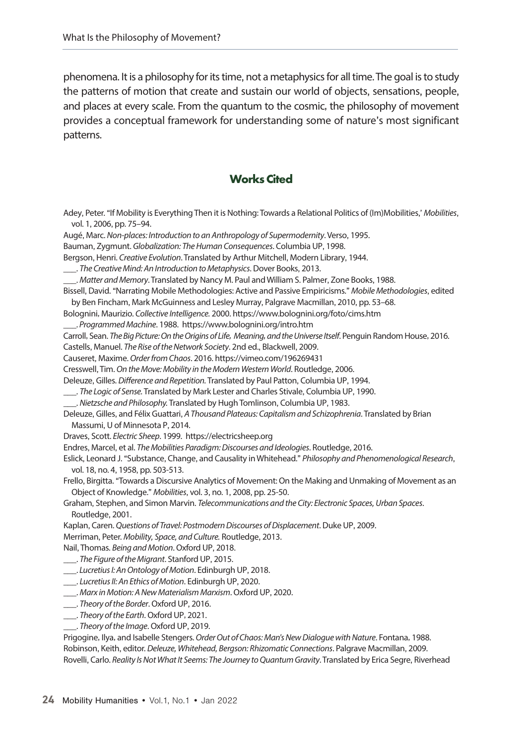phenomena. It is a philosophy for its time, not a metaphysics for all time. The goal is to study the patterns of motion that create and sustain our world of objects, sensations, people, and places at every scale. From the quantum to the cosmic, the philosophy of movement provides a conceptual framework for understanding some of nature's most significant patterns.

## Works Cited

Adey, Peter. "If Mobility is Everything Then it is Nothing: Towards a Relational Politics of (Im)Mobilities,' *Mobilities*, vol. 1, 2006, pp. 75–94.

Augé, Marc. *Non-places: Introduction to an Anthropology of Supermodernity*. Verso, 1995.

Bauman, Zygmunt. *Globalization: The Human Consequences*. Columbia UP, 1998.

Bergson, Henri. *Creative Evolution*. Translated by Arthur Mitchell, Modern Library, 1944.

___. *The Creative Mind: An Introduction to Metaphysics*. Dover Books, 2013.

___. *Matter and Memory*. Translated by Nancy M. Paul and William S. Palmer, Zone Books, 1988.

Bissell, David. "Narrating Mobile Methodologies: Active and Passive Empiricisms." *Mobile Methodologies*, edited by Ben Fincham, Mark McGuinness and Lesley Murray, Palgrave Macmillan, 2010, pp. 53–68.

Bolognini, Maurizio. *Collective Intelligence.* 2000. https://www.bolognini.org/foto/cims.htm

___. *Programmed Machine*. 1988. https://www.bolognini.org/intro.htm

Carroll, Sean. *The Big Picture: On the Origins of Life, Meaning, and the Universe Itself*. Penguin Random House, 2016.

Castells, Manuel. *The Rise of the Network Society*. 2nd ed., Blackwell, 2009.

Causeret, Maxime. *Order from Chaos*. 2016. https://vimeo.com/196269431

Cresswell, Tim. *On the Move: Mobility in the Modern Western World*. Routledge, 2006.

Deleuze, Gilles. *Difference and Repetition.* Translated by Paul Patton, Columbia UP, 1994.

___. *The Logic of Sense.* Translated by Mark Lester and Charles Stivale, Columbia UP, 1990.

___. *Nietzsche and Philosophy.* Translated by Hugh Tomlinson, Columbia UP, 1983.

Deleuze, Gilles, and Félix Guattari, *A Thousand Plateaus: Capitalism and Schizophrenia*. Translated by Brian Massumi, U of Minnesota P, 2014.

Draves, Scott. *Electric Sheep*. 1999. https://electricsheep.org

Endres, Marcel, et al. *The Mobilities Paradigm: Discourses and Ideologies*. Routledge, 2016.

Eslick, Leonard J. "Substance, Change, and Causality in Whitehead." *Philosophy and Phenomenological Research*, vol. 18, no. 4, 1958, pp. 503-513.

Frello, Birgitta. "Towards a Discursive Analytics of Movement: On the Making and Unmaking of Movement as an Object of Knowledge." *Mobilities*, vol. 3, no. 1, 2008, pp. 25-50.

Graham, Stephen, and Simon Marvin. *Telecommunications and the City: Electronic Spaces, Urban Spaces*. Routledge, 2001.

Kaplan, Caren. *Questions of Travel: Postmodern Discourses of Displacement*. Duke UP, 2009.

Merriman, Peter. *Mobility, Space, and Culture.* Routledge, 2013.

Nail, Thomas. *Being and Motion*. Oxford UP, 2018.

___. *The Figure of the Migrant*. Stanford UP, 2015.

___. *Lucretius I: An Ontology of Motion*. Edinburgh UP, 2018.

___. *Lucretius II: An Ethics of Motion*. Edinburgh UP, 2020.

___. *Marx in Motion: A New Materialism Marxism*. Oxford UP, 2020.

___. *Theory of the Border*. Oxford UP, 2016.

___. *Theory of the Earth*. Oxford UP, 2021.

___. *Theory of the Image*. Oxford UP, 2019.

Prigogine, Ilya, and Isabelle Stengers. *Order Out of Chaos: Man's New Dialogue with Nature*. Fontana, 1988.

Robinson, Keith, editor. *Deleuze, Whitehead, Bergson: Rhizomatic Connections*. Palgrave Macmillan, 2009.

Rovelli, Carlo. *Reality Is Not What It Seems: The Journey to Quantum Gravity*. Translated by Erica Segre, Riverhead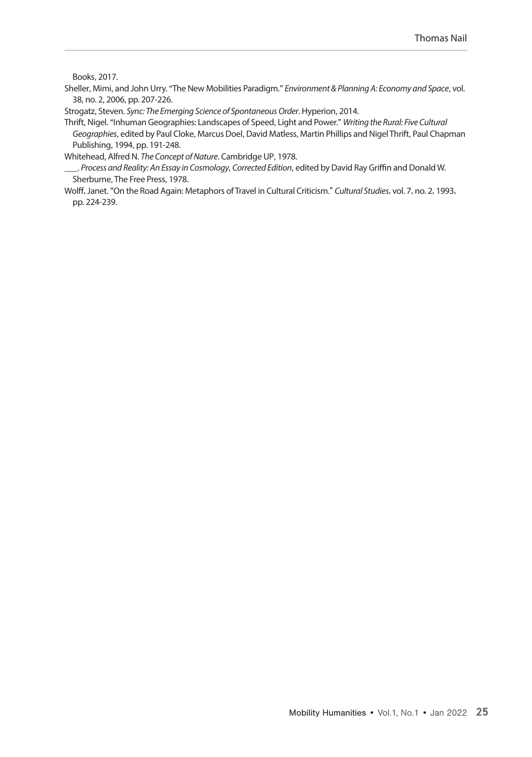Books, 2017.

Sheller, Mimi, and John Urry. "The New Mobilities Paradigm." *Environment & Planning A: Economy and Space*, vol. 38, no. 2, 2006, pp. 207-226.

Strogatz, Steven. *Sync: The Emerging Science of Spontaneous Order*. Hyperion, 2014.

Thrift, Nigel. "Inhuman Geographies: Landscapes of Speed, Light and Power." *Writing the Rural: Five Cultural Geographies*, edited by Paul Cloke, Marcus Doel, David Matless, Martin Phillips and Nigel Thrift, Paul Chapman Publishing, 1994, pp. 191-248.

Whitehead, Alfred N. *The Concept of Nature*. Cambridge UP, 1978.

___. *Process and Reality: An Essay in Cosmology, Corrected Edition*, edited by David Ray Griffin and Donald W. Sherburne, The Free Press, 1978.

Wolff, Janet. "On the Road Again: Metaphors of Travel in Cultural Criticism." *Cultural Studies*, vol. 7, no. 2, 1993, pp. 224-239.